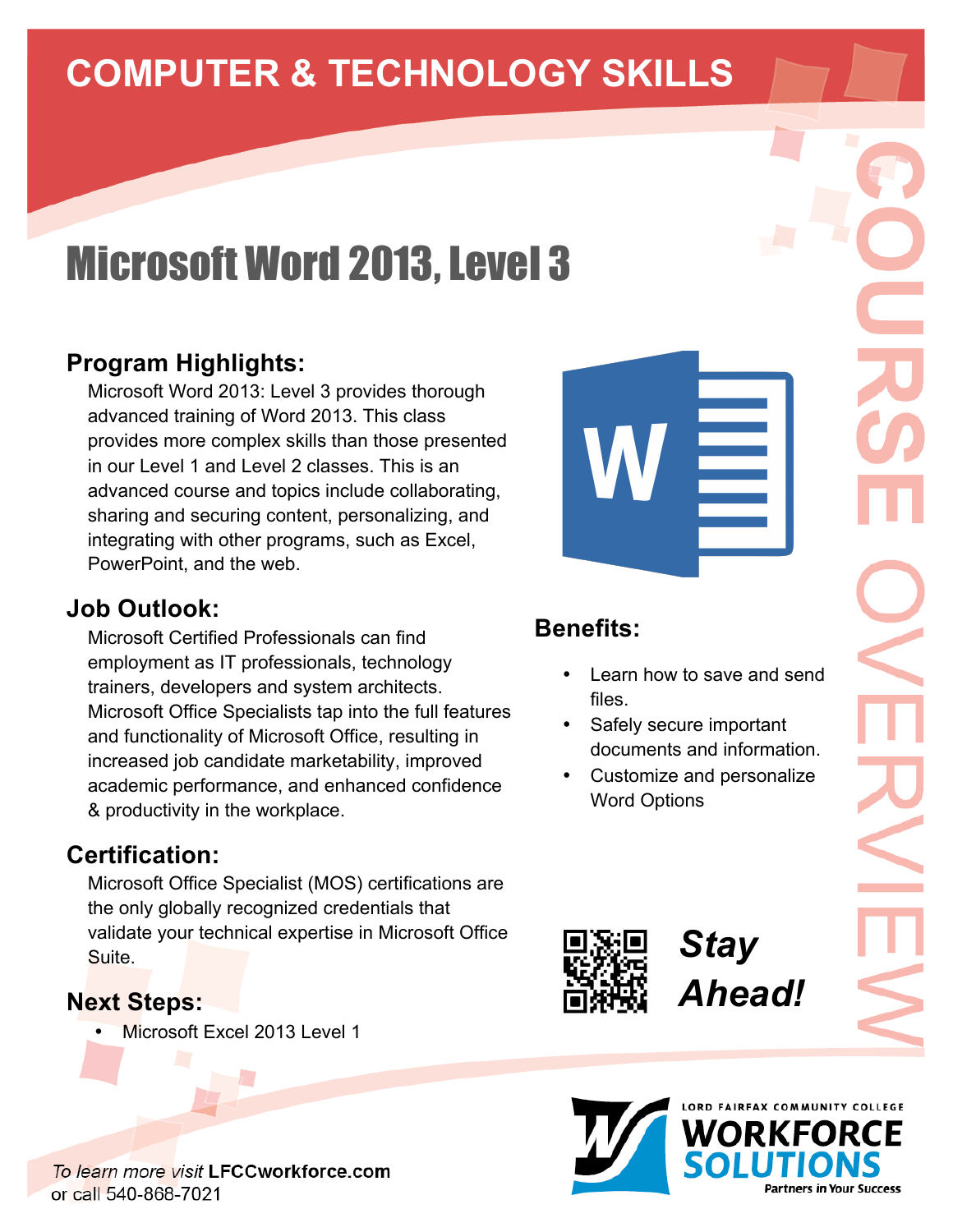# COMPUTER & TECHNOLOGY SKILLS

COURSE OVERVIEW

# Microsoft Word 2013, Level 3

## Program Highlights:

Microsoft Word 2013: Level 3 provides thorough advanced training of Word 2013. This class provides more complex skills than those presented in our Level 1 and Level 2 classes. This is an advanced course and topics include collaborating, sharing and securing content, personalizing, and integrating with other programs, such as Excel, PowerPoint, and the web.

## Job Outlook:

Microsoft Certified Professionals can find employment as IT professionals, technology trainers, developers and system architects. Microsoft Office Specialists tap into the full features and functionality of Microsoft Office, resulting in increased job candidate marketability, improved academic performance, and enhanced confidence & productivity in the workplace.

## Certification:

Microsoft Office Specialist (MOS) certifications are the only globally recognized credentials that validate your technical expertise in Microsoft Office Suite.

## Next Steps:

- Microsoft Excel 2013 Level 1

## Benefits:

- Learn how to save and send files.
- Safely secure important documents and information.
- Customize and personalize Word Options

***Stay Ahead!***

LORD FAIRFAX COMMUNITY COLLEGE
**WORKFORCE SOLUTIONS**
Partners in Your Success

*To learn more visit* **LFCCworkforce.com**
or call 540-868-7021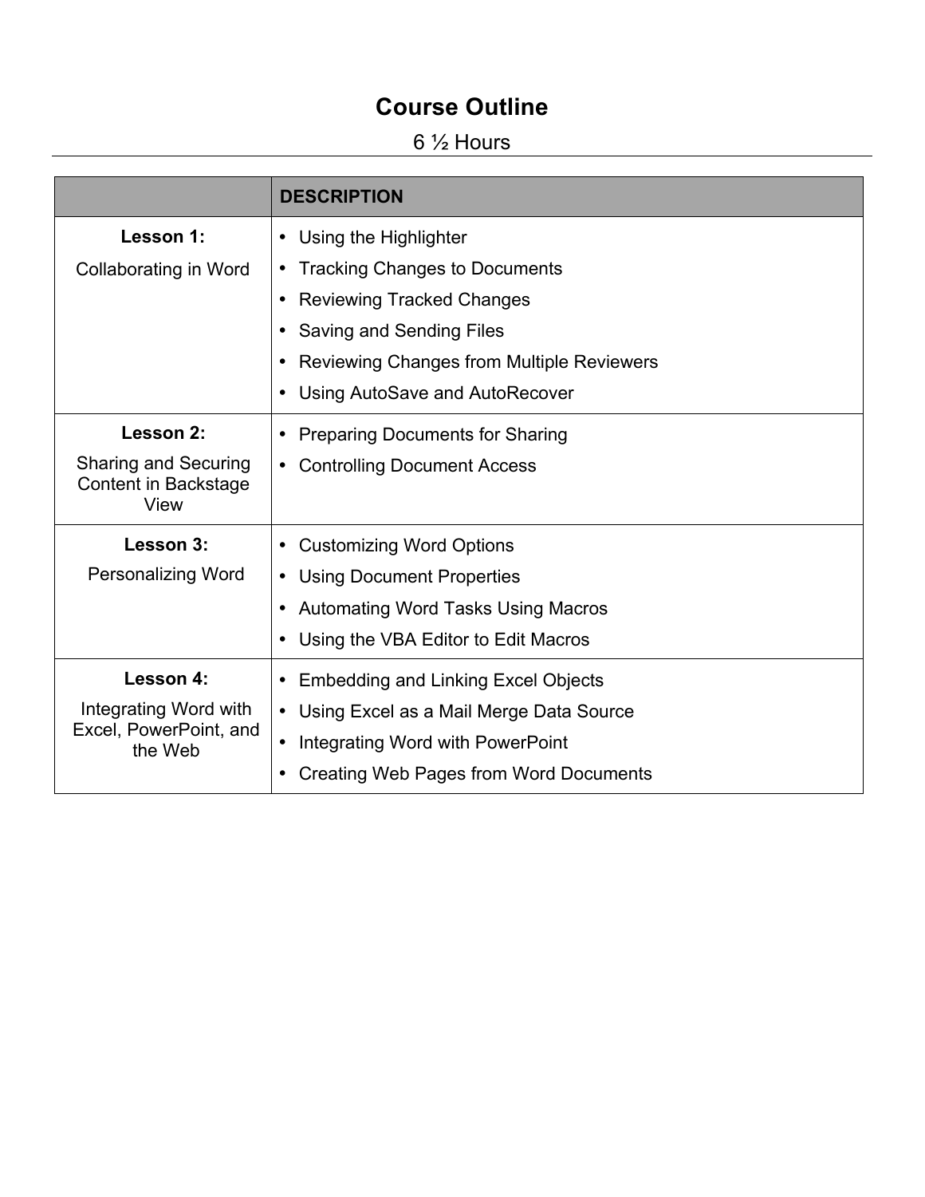# Course Outline

6 ½ Hours

| | DESCRIPTION |
|---|---|
| **Lesson 1:** Collaborating in Word | • Using the Highlighter<br>• Tracking Changes to Documents<br>• Reviewing Tracked Changes<br>• Saving and Sending Files<br>• Reviewing Changes from Multiple Reviewers<br>• Using AutoSave and AutoRecover |
| **Lesson 2:** Sharing and Securing Content in Backstage View | • Preparing Documents for Sharing<br>• Controlling Document Access |
| **Lesson 3:** Personalizing Word | • Customizing Word Options<br>• Using Document Properties<br>• Automating Word Tasks Using Macros<br>• Using the VBA Editor to Edit Macros |
| **Lesson 4:** Integrating Word with Excel, PowerPoint, and the Web | • Embedding and Linking Excel Objects<br>• Using Excel as a Mail Merge Data Source<br>• Integrating Word with PowerPoint<br>• Creating Web Pages from Word Documents |